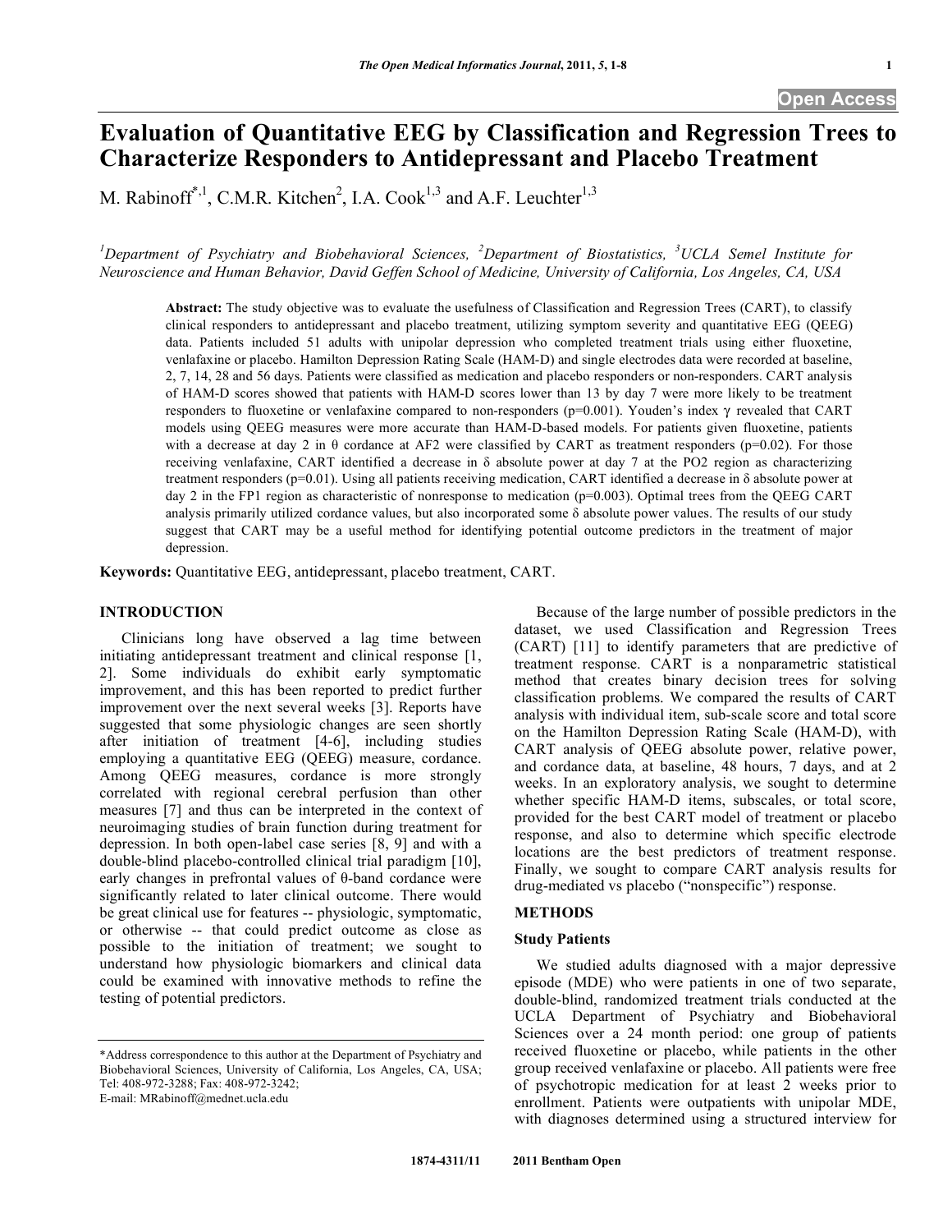# Evaluation of Quantitative EEG by Classification and Regression Trees to Characterize Responders to Antidepressant and Placebo Treatment

M. Rabinoff[*,1], C.M.R. Kitchen[2], I.A. Cook[1,3] and A.F. Leuchter[1,3]

[1]Department of Psychiatry and Biobehavioral Sciences, [2]Department of Biostatistics, [3]UCLA Semel Institute for Neuroscience and Human Behavior, David Geffen School of Medicine, University of California, Los Angeles, CA, USA

**Abstract:** The study objective was to evaluate the usefulness of Classification and Regression Trees (CART), to classify clinical responders to antidepressant and placebo treatment, utilizing symptom severity and quantitative EEG (QEEG) data. Patients included 51 adults with unipolar depression who completed treatment trials using either fluoxetine, venlafaxine or placebo. Hamilton Depression Rating Scale (HAM-D) and single electrodes data were recorded at baseline, 2, 7, 14, 28 and 56 days. Patients were classified as medication and placebo responders or non-responders. CART analysis of HAM-D scores showed that patients with HAM-D scores lower than 13 by day 7 were more likely to be treatment responders to fluoxetine or venlafaxine compared to non-responders ($p=0.001$). Youden's index $\gamma$ revealed that CART models using QEEG measures were more accurate than HAM-D-based models. For patients given fluoxetine, patients with a decrease at day 2 in $\theta$ cordance at AF2 were classified by CART as treatment responders ($p=0.02$). For those receiving venlafaxine, CART identified a decrease in $\delta$ absolute power at day 7 at the PO2 region as characterizing treatment responders ($p=0.01$). Using all patients receiving medication, CART identified a decrease in $\delta$ absolute power at day 2 in the FP1 region as characteristic of nonresponse to medication ($p=0.003$). Optimal trees from the QEEG CART analysis primarily utilized cordance values, but also incorporated some $\delta$ absolute power values. The results of our study suggest that CART may be a useful method for identifying potential outcome predictors in the treatment of major depression.

**Keywords:** Quantitative EEG, antidepressant, placebo treatment, CART.

## INTRODUCTION

Clinicians long have observed a lag time between initiating antidepressant treatment and clinical response [1, 2]. Some individuals do exhibit early symptomatic improvement, and this has been reported to predict further improvement over the next several weeks [3]. Reports have suggested that some physiologic changes are seen shortly after initiation of treatment [4-6], including studies employing a quantitative EEG (QEEG) measure, cordance. Among QEEG measures, cordance is more strongly correlated with regional cerebral perfusion than other measures [7] and thus can be interpreted in the context of neuroimaging studies of brain function during treatment for depression. In both open-label case series [8, 9] and with a double-blind placebo-controlled clinical trial paradigm [10], early changes in prefrontal values of $\theta$-band cordance were significantly related to later clinical outcome. There would be great clinical use for features -- physiologic, symptomatic, or otherwise -- that could predict outcome as close as possible to the initiation of treatment; we sought to understand how physiologic biomarkers and clinical data could be examined with innovative methods to refine the testing of potential predictors.

Because of the large number of possible predictors in the dataset, we used Classification and Regression Trees (CART) [11] to identify parameters that are predictive of treatment response. CART is a nonparametric statistical method that creates binary decision trees for solving classification problems. We compared the results of CART analysis with individual item, sub-scale score and total score on the Hamilton Depression Rating Scale (HAM-D), with CART analysis of QEEG absolute power, relative power, and cordance data, at baseline, 48 hours, 7 days, and at 2 weeks. In an exploratory analysis, we sought to determine whether specific HAM-D items, subscales, or total score, provided for the best CART model of treatment or placebo response, and also to determine which specific electrode locations are the best predictors of treatment response. Finally, we sought to compare CART analysis results for drug-mediated vs placebo ("nonspecific") response.

## METHODS

### Study Patients

We studied adults diagnosed with a major depressive episode (MDE) who were patients in one of two separate, double-blind, randomized treatment trials conducted at the UCLA Department of Psychiatry and Biobehavioral Sciences over a 24 month period: one group of patients received fluoxetine or placebo, while patients in the other group received venlafaxine or placebo. All patients were free of psychotropic medication for at least 2 weeks prior to enrollment. Patients were outpatients with unipolar MDE, with diagnoses determined using a structured interview for

*Address correspondence to this author at the Department of Psychiatry and Biobehavioral Sciences, University of California, Los Angeles, CA, USA; Tel: 408-972-3288; Fax: 408-972-3242; E-mail: MRabinoff@mednet.ucla.edu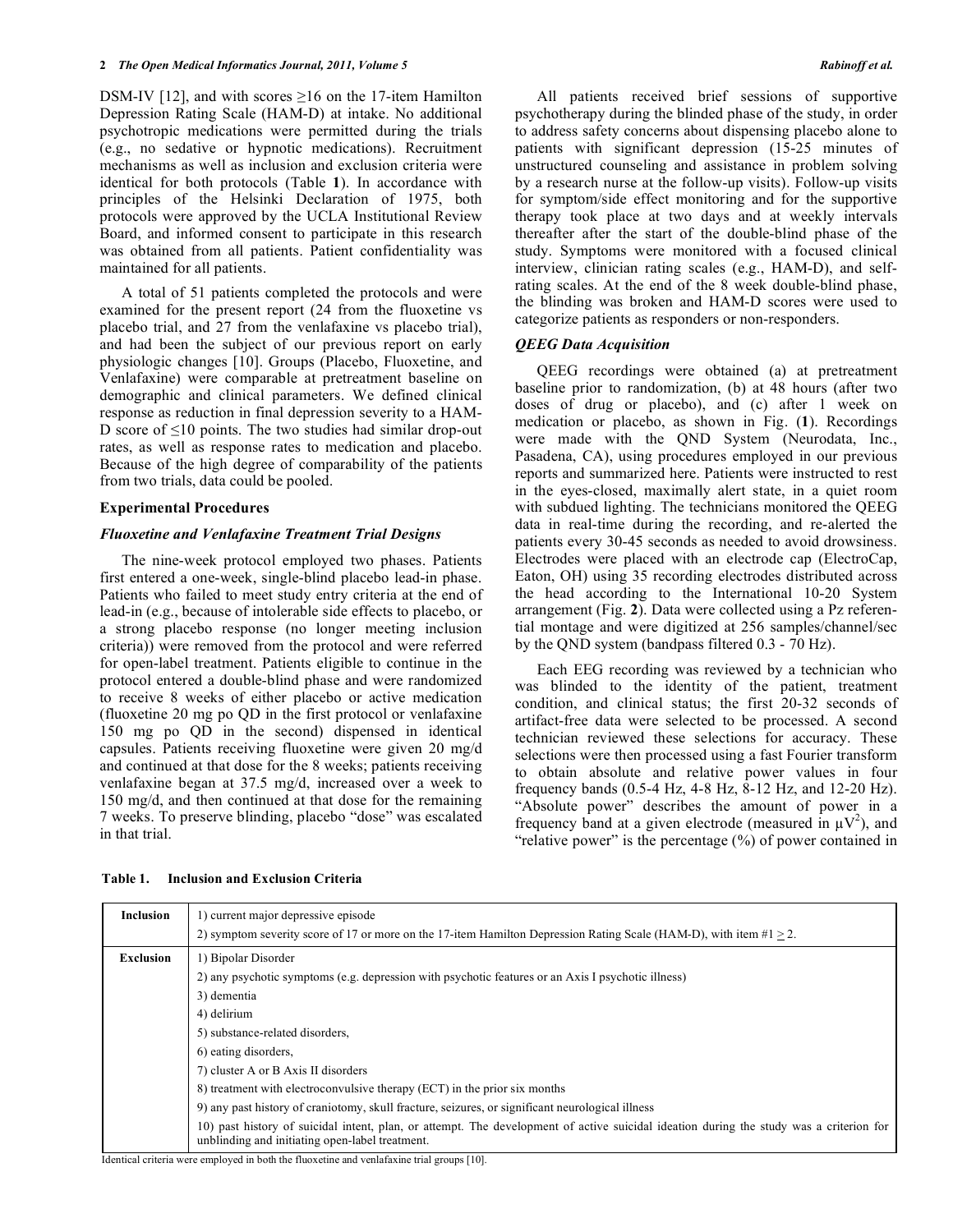DSM-IV [12], and with scores ≥16 on the 17-item Hamilton Depression Rating Scale (HAM-D) at intake. No additional psychotropic medications were permitted during the trials (e.g., no sedative or hypnotic medications). Recruitment mechanisms as well as inclusion and exclusion criteria were identical for both protocols (Table **1**). In accordance with principles of the Helsinki Declaration of 1975, both protocols were approved by the UCLA Institutional Review Board, and informed consent to participate in this research was obtained from all patients. Patient confidentiality was maintained for all patients.

A total of 51 patients completed the protocols and were examined for the present report (24 from the fluoxetine vs placebo trial, and 27 from the venlafaxine vs placebo trial), and had been the subject of our previous report on early physiologic changes [10]. Groups (Placebo, Fluoxetine, and Venlafaxine) were comparable at pretreatment baseline on demographic and clinical parameters. We defined clinical response as reduction in final depression severity to a HAM-D score of ≤10 points. The two studies had similar drop-out rates, as well as response rates to medication and placebo. Because of the high degree of comparability of the patients from two trials, data could be pooled.

## Experimental Procedures

### *Fluoxetine and Venlafaxine Treatment Trial Designs*

The nine-week protocol employed two phases. Patients first entered a one-week, single-blind placebo lead-in phase. Patients who failed to meet study entry criteria at the end of lead-in (e.g., because of intolerable side effects to placebo, or a strong placebo response (no longer meeting inclusion criteria)) were removed from the protocol and were referred for open-label treatment. Patients eligible to continue in the protocol entered a double-blind phase and were randomized to receive 8 weeks of either placebo or active medication (fluoxetine 20 mg po QD in the first protocol or venlafaxine 150 mg po QD in the second) dispensed in identical capsules. Patients receiving fluoxetine were given 20 mg/d and continued at that dose for the 8 weeks; patients receiving venlafaxine began at 37.5 mg/d, increased over a week to 150 mg/d, and then continued at that dose for the remaining 7 weeks. To preserve blinding, placebo "dose" was escalated in that trial.

All patients received brief sessions of supportive psychotherapy during the blinded phase of the study, in order to address safety concerns about dispensing placebo alone to patients with significant depression (15-25 minutes of unstructured counseling and assistance in problem solving by a research nurse at the follow-up visits). Follow-up visits for symptom/side effect monitoring and for the supportive therapy took place at two days and at weekly intervals thereafter after the start of the double-blind phase of the study. Symptoms were monitored with a focused clinical interview, clinician rating scales (e.g., HAM-D), and self-rating scales. At the end of the 8 week double-blind phase, the blinding was broken and HAM-D scores were used to categorize patients as responders or non-responders.

### *QEEG Data Acquisition*

QEEG recordings were obtained (a) at pretreatment baseline prior to randomization, (b) at 48 hours (after two doses of drug or placebo), and (c) after 1 week on medication or placebo, as shown in Fig. (**1**). Recordings were made with the QND System (Neurodata, Inc., Pasadena, CA), using procedures employed in our previous reports and summarized here. Patients were instructed to rest in the eyes-closed, maximally alert state, in a quiet room with subdued lighting. The technicians monitored the QEEG data in real-time during the recording, and re-alerted the patients every 30-45 seconds as needed to avoid drowsiness. Electrodes were placed with an electrode cap (ElectroCap, Eaton, OH) using 35 recording electrodes distributed across the head according to the International 10-20 System arrangement (Fig. **2**). Data were collected using a Pz referential montage and were digitized at 256 samples/channel/sec by the QND system (bandpass filtered 0.3 - 70 Hz).

Each EEG recording was reviewed by a technician who was blinded to the identity of the patient, treatment condition, and clinical status; the first 20-32 seconds of artifact-free data were selected to be processed. A second technician reviewed these selections for accuracy. These selections were then processed using a fast Fourier transform to obtain absolute and relative power values in four frequency bands (0.5-4 Hz, 4-8 Hz, 8-12 Hz, and 12-20 Hz). "Absolute power" describes the amount of power in a frequency band at a given electrode (measured in $\mu V^2$), and "relative power" is the percentage (%) of power contained in

**Table 1. Inclusion and Exclusion Criteria**

| | |
|---|---|
| **Inclusion** | 1) current major depressive episode |
| | 2) symptom severity score of 17 or more on the 17-item Hamilton Depression Rating Scale (HAM-D), with item #1 ≥ 2. |
| **Exclusion** | 1) Bipolar Disorder |
| | 2) any psychotic symptoms (e.g. depression with psychotic features or an Axis I psychotic illness) |
| | 3) dementia |
| | 4) delirium |
| | 5) substance-related disorders, |
| | 6) eating disorders, |
| | 7) cluster A or B Axis II disorders |
| | 8) treatment with electroconvulsive therapy (ECT) in the prior six months |
| | 9) any past history of craniotomy, skull fracture, seizures, or significant neurological illness |
| | 10) past history of suicidal intent, plan, or attempt. The development of active suicidal ideation during the study was a criterion for unblinding and initiating open-label treatment. |

Identical criteria were employed in both the fluoxetine and venlafaxine trial groups [10].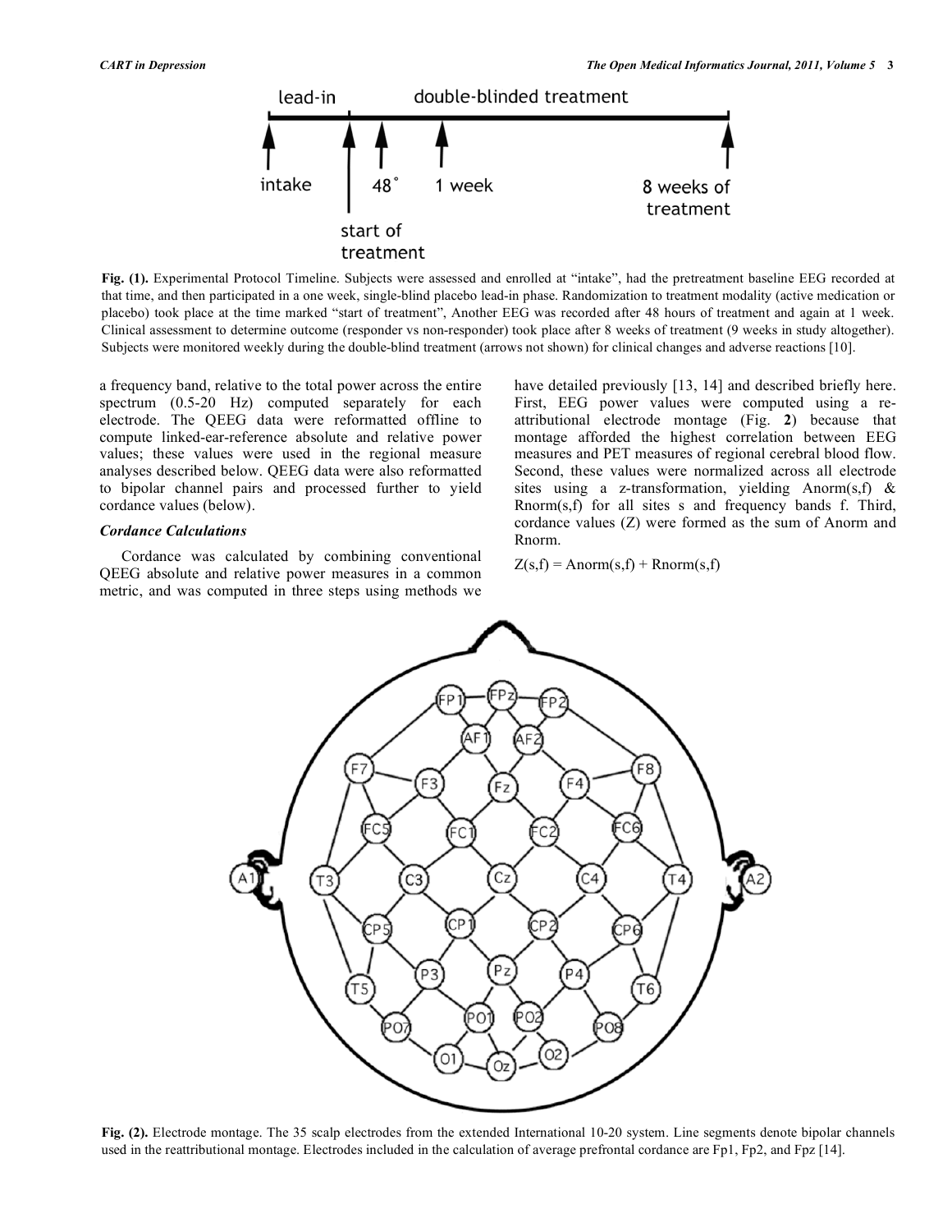Fig. (1). Experimental Protocol Timeline. Subjects were assessed and enrolled at "intake", had the pretreatment baseline EEG recorded at that time, and then participated in a one week, single-blind placebo lead-in phase. Randomization to treatment modality (active medication or placebo) took place at the time marked "start of treatment", Another EEG was recorded after 48 hours of treatment and again at 1 week. Clinical assessment to determine outcome (responder vs non-responder) took place after 8 weeks of treatment (9 weeks in study altogether). Subjects were monitored weekly during the double-blind treatment (arrows not shown) for clinical changes and adverse reactions [10].

a frequency band, relative to the total power across the entire spectrum (0.5-20 Hz) computed separately for each electrode. The QEEG data were reformatted offline to compute linked-ear-reference absolute and relative power values; these values were used in the regional measure analyses described below. QEEG data were also reformatted to bipolar channel pairs and processed further to yield cordance values (below).

### *Cordance Calculations*

Cordance was calculated by combining conventional QEEG absolute and relative power measures in a common metric, and was computed in three steps using methods we have detailed previously [13, 14] and described briefly here. First, EEG power values were computed using a re-attributional electrode montage (Fig. **2**) because that montage afforded the highest correlation between EEG measures and PET measures of regional cerebral blood flow. Second, these values were normalized across all electrode sites using a z-transformation, yielding Anorm(s,f) & Rnorm(s,f) for all sites s and frequency bands f. Third, cordance values (Z) were formed as the sum of Anorm and Rnorm.

$$Z(s,f) = Anorm(s,f) + Rnorm(s,f)$$

Fig. (2). Electrode montage. The 35 scalp electrodes from the extended International 10-20 system. Line segments denote bipolar channels used in the reattributional montage. Electrodes included in the calculation of average prefrontal cordance are Fp1, Fp2, and Fpz [14].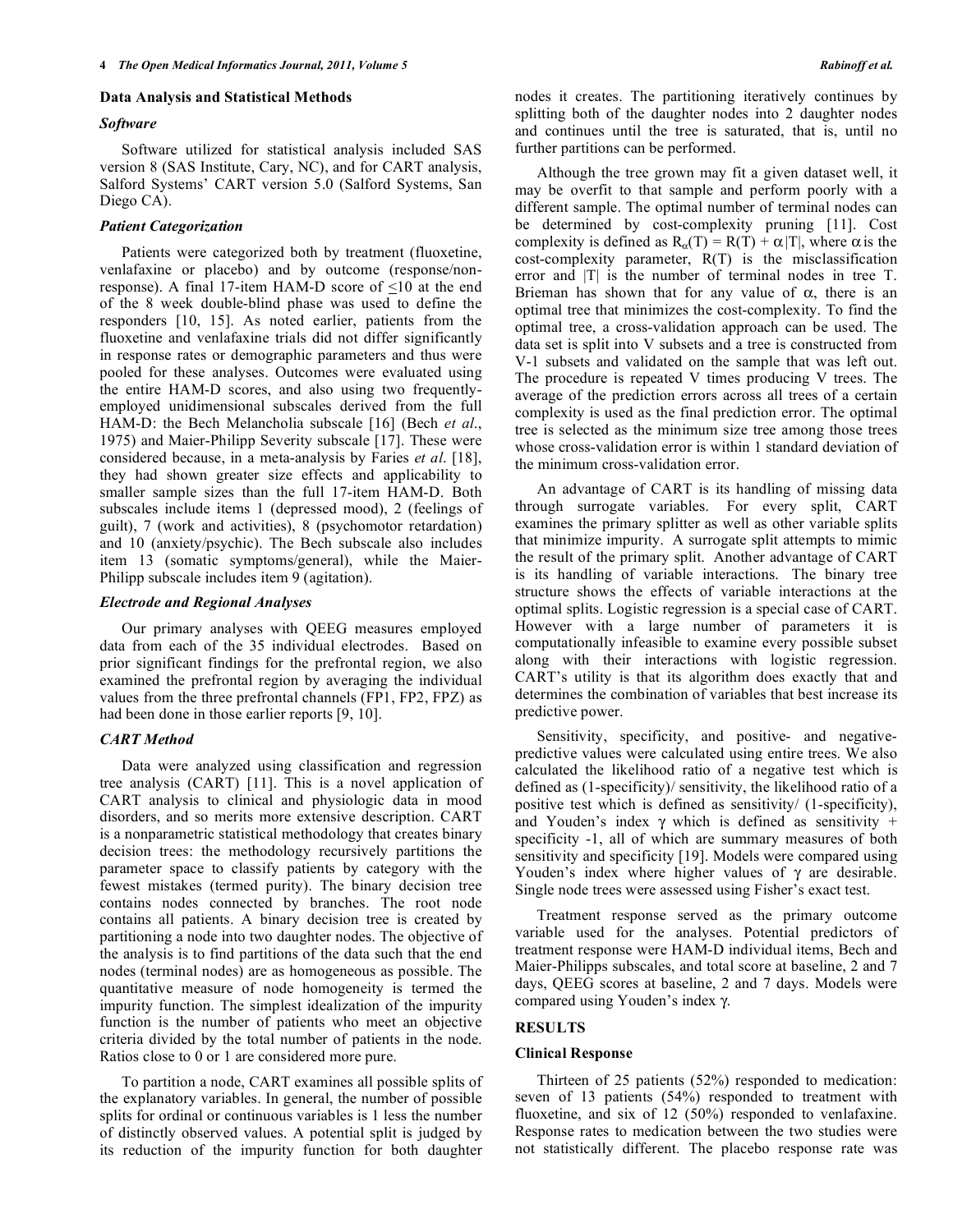### Data Analysis and Statistical Methods

#### *Software*

Software utilized for statistical analysis included SAS version 8 (SAS Institute, Cary, NC), and for CART analysis, Salford Systems' CART version 5.0 (Salford Systems, San Diego CA).

#### *Patient Categorization*

Patients were categorized both by treatment (fluoxetine, venlafaxine or placebo) and by outcome (response/non-response). A final 17-item HAM-D score of $\leq$10 at the end of the 8 week double-blind phase was used to define the responders [10, 15]. As noted earlier, patients from the fluoxetine and venlafaxine trials did not differ significantly in response rates or demographic parameters and thus were pooled for these analyses. Outcomes were evaluated using the entire HAM-D scores, and also using two frequently-employed unidimensional subscales derived from the full HAM-D: the Bech Melancholia subscale [16] (Bech *et al*., 1975) and Maier-Philipp Severity subscale [17]. These were considered because, in a meta-analysis by Faries *et al*. [18], they had shown greater size effects and applicability to smaller sample sizes than the full 17-item HAM-D. Both subscales include items 1 (depressed mood), 2 (feelings of guilt), 7 (work and activities), 8 (psychomotor retardation) and 10 (anxiety/psychic). The Bech subscale also includes item 13 (somatic symptoms/general), while the Maier-Philipp subscale includes item 9 (agitation).

#### *Electrode and Regional Analyses*

Our primary analyses with QEEG measures employed data from each of the 35 individual electrodes. Based on prior significant findings for the prefrontal region, we also examined the prefrontal region by averaging the individual values from the three prefrontal channels (FP1, FP2, FPZ) as had been done in those earlier reports [9, 10].

#### *CART Method*

Data were analyzed using classification and regression tree analysis (CART) [11]. This is a novel application of CART analysis to clinical and physiologic data in mood disorders, and so merits more extensive description. CART is a nonparametric statistical methodology that creates binary decision trees: the methodology recursively partitions the parameter space to classify patients by category with the fewest mistakes (termed purity). The binary decision tree contains nodes connected by branches. The root node contains all patients. A binary decision tree is created by partitioning a node into two daughter nodes. The objective of the analysis is to find partitions of the data such that the end nodes (terminal nodes) are as homogeneous as possible. The quantitative measure of node homogeneity is termed the impurity function. The simplest idealization of the impurity function is the number of patients who meet an objective criteria divided by the total number of patients in the node. Ratios close to 0 or 1 are considered more pure.

To partition a node, CART examines all possible splits of the explanatory variables. In general, the number of possible splits for ordinal or continuous variables is 1 less the number of distinctly observed values. A potential split is judged by its reduction of the impurity function for both daughter nodes it creates. The partitioning iteratively continues by splitting both of the daughter nodes into 2 daughter nodes and continues until the tree is saturated, that is, until no further partitions can be performed.

Although the tree grown may fit a given dataset well, it may be overfit to that sample and perform poorly with a different sample. The optimal number of terminal nodes can be determined by cost-complexity pruning [11]. Cost complexity is defined as $R_\alpha(T) = R(T) + \alpha|T|$, where $\alpha$ is the cost-complexity parameter, $R(T)$ is the misclassification error and $|T|$ is the number of terminal nodes in tree T. Brieman has shown that for any value of $\alpha$, there is an optimal tree that minimizes the cost-complexity. To find the optimal tree, a cross-validation approach can be used. The data set is split into V subsets and a tree is constructed from V-1 subsets and validated on the sample that was left out. The procedure is repeated V times producing V trees. The average of the prediction errors across all trees of a certain complexity is used as the final prediction error. The optimal tree is selected as the minimum size tree among those trees whose cross-validation error is within 1 standard deviation of the minimum cross-validation error.

An advantage of CART is its handling of missing data through surrogate variables. For every split, CART examines the primary splitter as well as other variable splits that minimize impurity. A surrogate split attempts to mimic the result of the primary split. Another advantage of CART is its handling of variable interactions. The binary tree structure shows the effects of variable interactions at the optimal splits. Logistic regression is a special case of CART. However with a large number of parameters it is computationally infeasible to examine every possible subset along with their interactions with logistic regression. CART's utility is that its algorithm does exactly that and determines the combination of variables that best increase its predictive power.

Sensitivity, specificity, and positive- and negative-predictive values were calculated using entire trees. We also calculated the likelihood ratio of a negative test which is defined as (1-specificity)/ sensitivity, the likelihood ratio of a positive test which is defined as sensitivity/ (1-specificity), and Youden's index $\gamma$ which is defined as sensitivity + specificity -1, all of which are summary measures of both sensitivity and specificity [19]. Models were compared using Youden's index where higher values of $\gamma$ are desirable. Single node trees were assessed using Fisher's exact test.

Treatment response served as the primary outcome variable used for the analyses. Potential predictors of treatment response were HAM-D individual items, Bech and Maier-Philipps subscales, and total score at baseline, 2 and 7 days, QEEG scores at baseline, 2 and 7 days. Models were compared using Youden's index $\gamma$.

## RESULTS

### Clinical Response

Thirteen of 25 patients (52%) responded to medication: seven of 13 patients (54%) responded to treatment with fluoxetine, and six of 12 (50%) responded to venlafaxine. Response rates to medication between the two studies were not statistically different. The placebo response rate was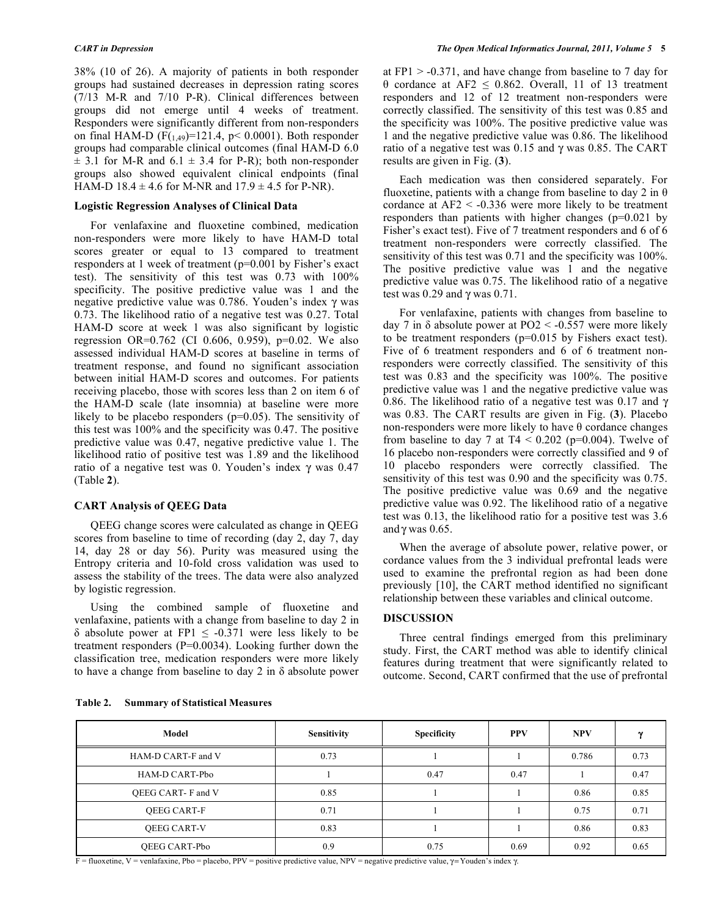38% (10 of 26). A majority of patients in both responder groups had sustained decreases in depression rating scores (7/13 M-R and 7/10 P-R). Clinical differences between groups did not emerge until 4 weeks of treatment. Responders were significantly different from non-responders on final HAM-D ($F_{(1,49)}$=121.4, $p < 0.0001$). Both responder groups had comparable clinical outcomes (final HAM-D 6.0 ± 3.1 for M-R and 6.1 ± 3.4 for P-R); both non-responder groups also showed equivalent clinical endpoints (final HAM-D 18.4 ± 4.6 for M-NR and 17.9 ± 4.5 for P-NR).

### Logistic Regression Analyses of Clinical Data

For venlafaxine and fluoxetine combined, medication non-responders were more likely to have HAM-D total scores greater or equal to 13 compared to treatment responders at 1 week of treatment (p=0.001 by Fisher's exact test). The sensitivity of this test was 0.73 with 100% specificity. The positive predictive value was 1 and the negative predictive value was 0.786. Youden's index $\gamma$ was 0.73. The likelihood ratio of a negative test was 0.27. Total HAM-D score at week 1 was also significant by logistic regression OR=0.762 (CI 0.606, 0.959), p=0.02. We also assessed individual HAM-D scores at baseline in terms of treatment response, and found no significant association between initial HAM-D scores and outcomes. For patients receiving placebo, those with scores less than 2 on item 6 of the HAM-D scale (late insomnia) at baseline were more likely to be placebo responders (p=0.05). The sensitivity of this test was 100% and the specificity was 0.47. The positive predictive value was 0.47, negative predictive value 1. The likelihood ratio of positive test was 1.89 and the likelihood ratio of a negative test was 0. Youden's index $\gamma$ was 0.47 (Table **2**).

### CART Analysis of QEEG Data

QEEG change scores were calculated as change in QEEG scores from baseline to time of recording (day 2, day 7, day 14, day 28 or day 56). Purity was measured using the Entropy criteria and 10-fold cross validation was used to assess the stability of the trees. The data were also analyzed by logistic regression.

Using the combined sample of fluoxetine and venlafaxine, patients with a change from baseline to day 2 in $\delta$ absolute power at FP1 $\leq$ -0.371 were less likely to be treatment responders (P=0.0034). Looking further down the classification tree, medication responders were more likely to have a change from baseline to day 2 in $\delta$ absolute power at FP1 > -0.371, and have change from baseline to 7 day for $\theta$ cordance at AF2 $\leq$ 0.862. Overall, 11 of 13 treatment responders and 12 of 12 treatment non-responders were correctly classified. The sensitivity of this test was 0.85 and the specificity was 100%. The positive predictive value was 1 and the negative predictive value was 0.86. The likelihood ratio of a negative test was 0.15 and $\gamma$ was 0.85. The CART results are given in Fig. (**3**).

Each medication was then considered separately. For fluoxetine, patients with a change from baseline to day 2 in $\theta$ cordance at AF2 < -0.336 were more likely to be treatment responders than patients with higher changes (p=0.021 by Fisher's exact test). Five of 7 treatment responders and 6 of 6 treatment non-responders were correctly classified. The sensitivity of this test was 0.71 and the specificity was 100%. The positive predictive value was 1 and the negative predictive value was 0.75. The likelihood ratio of a negative test was 0.29 and $\gamma$ was 0.71.

For venlafaxine, patients with changes from baseline to day 7 in $\delta$ absolute power at PO2 < -0.557 were more likely to be treatment responders (p=0.015 by Fishers exact test). Five of 6 treatment responders and 6 of 6 treatment non-responders were correctly classified. The sensitivity of this test was 0.83 and the specificity was 100%. The positive predictive value was 1 and the negative predictive value was 0.86. The likelihood ratio of a negative test was 0.17 and $\gamma$ was 0.83. The CART results are given in Fig. (**3**). Placebo non-responders were more likely to have $\theta$ cordance changes from baseline to day 7 at T4 < 0.202 (p=0.004). Twelve of 16 placebo non-responders were correctly classified and 9 of 10 placebo responders were correctly classified. The sensitivity of this test was 0.90 and the specificity was 0.75. The positive predictive value was 0.69 and the negative predictive value was 0.92. The likelihood ratio of a negative test was 0.13, the likelihood ratio for a positive test was 3.6 and $\gamma$ was 0.65.

When the average of absolute power, relative power, or cordance values from the 3 individual prefrontal leads were used to examine the prefrontal region as had been done previously [10], the CART method identified no significant relationship between these variables and clinical outcome.

## DISCUSSION

Three central findings emerged from this preliminary study. First, the CART method was able to identify clinical features during treatment that were significantly related to outcome. Second, CART confirmed that the use of prefrontal

**Table 2. Summary of Statistical Measures**

| Model | Sensitivity | Specificity | PPV | NPV | $\gamma$ |
|---|---|---|---|---|---|
| HAM-D CART-F and V | 0.73 | 1 | 1 | 0.786 | 0.73 |
| HAM-D CART-Pbo | 1 | 0.47 | 0.47 | 1 | 0.47 |
| QEEG CART- F and V | 0.85 | 1 | 1 | 0.86 | 0.85 |
| QEEG CART-F | 0.71 | 1 | 1 | 0.75 | 0.71 |
| QEEG CART-V | 0.83 | 1 | 1 | 0.86 | 0.83 |
| QEEG CART-Pbo | 0.9 | 0.75 | 0.69 | 0.92 | 0.65 |

F = fluoxetine, V = venlafaxine, Pbo = placebo, PPV = positive predictive value, NPV = negative predictive value, $\gamma$= Youden's index $\gamma$.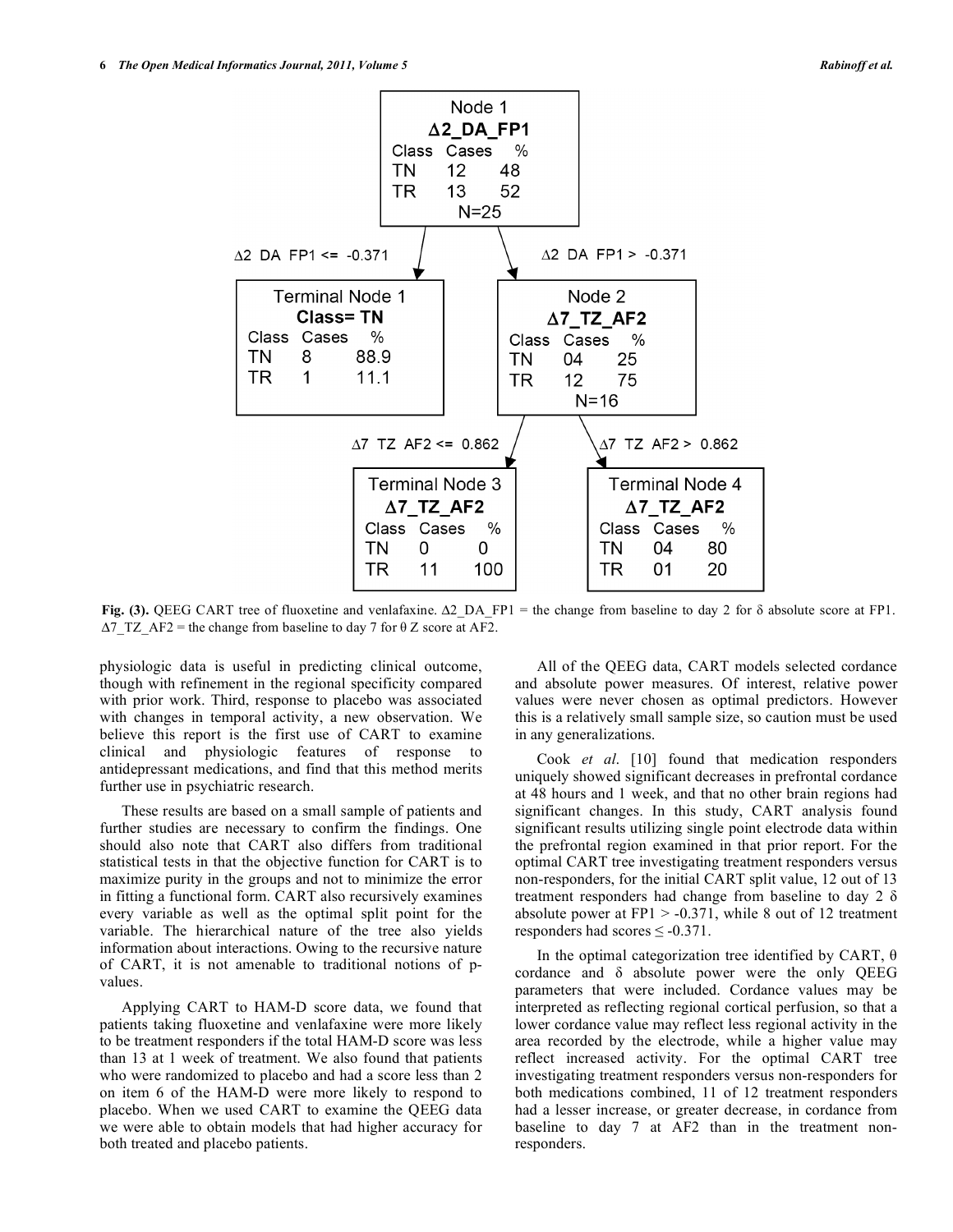Node 1
Δ2_DA_FP1

| Class | Cases | % |
| --- | --- | --- |
| TN | 12 | 48 |
| TR | 13 | 52 |

N=25

Δ2 DA FP1 <= -0.371

Terminal Node 1
**Class= TN**

| Class | Cases | % |
| --- | --- | --- |
| TN | 8 | 88.9 |
| TR | 1 | 11.1 |

Δ2 DA FP1 > -0.371

Node 2
Δ7_TZ_AF2

| Class | Cases | % |
| --- | --- | --- |
| TN | 04 | 25 |
| TR | 12 | 75 |

N=16

Δ7 TZ AF2 <= 0.862

Terminal Node 3
Δ7_TZ_AF2

| Class | Cases | % |
| --- | --- | --- |
| TN | 0 | 0 |
| TR | 11 | 100 |

Δ7 TZ AF2 > 0.862

Terminal Node 4
Δ7_TZ_AF2

| Class | Cases | % |
| --- | --- | --- |
| TN | 04 | 80 |
| TR | 01 | 20 |

**Fig. (3).** QEEG CART tree of fluoxetine and venlafaxine. Δ2_DA_FP1 = the change from baseline to day 2 for δ absolute score at FP1. Δ7_TZ_AF2 = the change from baseline to day 7 for θ Z score at AF2.

physiologic data is useful in predicting clinical outcome, though with refinement in the regional specificity compared with prior work. Third, response to placebo was associated with changes in temporal activity, a new observation. We believe this report is the first use of CART to examine clinical and physiologic features of response to antidepressant medications, and find that this method merits further use in psychiatric research.

These results are based on a small sample of patients and further studies are necessary to confirm the findings. One should also note that CART also differs from traditional statistical tests in that the objective function for CART is to maximize purity in the groups and not to minimize the error in fitting a functional form. CART also recursively examines every variable as well as the optimal split point for the variable. The hierarchical nature of the tree also yields information about interactions. Owing to the recursive nature of CART, it is not amenable to traditional notions of p-values.

Applying CART to HAM-D score data, we found that patients taking fluoxetine and venlafaxine were more likely to be treatment responders if the total HAM-D score was less than 13 at 1 week of treatment. We also found that patients who were randomized to placebo and had a score less than 2 on item 6 of the HAM-D were more likely to respond to placebo. When we used CART to examine the QEEG data we were able to obtain models that had higher accuracy for both treated and placebo patients.

All of the QEEG data, CART models selected cordance and absolute power measures. Of interest, relative power values were never chosen as optimal predictors. However this is a relatively small sample size, so caution must be used in any generalizations.

Cook *et al*. [10] found that medication responders uniquely showed significant decreases in prefrontal cordance at 48 hours and 1 week, and that no other brain regions had significant changes. In this study, CART analysis found significant results utilizing single point electrode data within the prefrontal region examined in that prior report. For the optimal CART tree investigating treatment responders versus non-responders, for the initial CART split value, 12 out of 13 treatment responders had change from baseline to day 2 δ absolute power at FP1 > -0.371, while 8 out of 12 treatment responders had scores ≤ -0.371.

In the optimal categorization tree identified by CART, θ cordance and δ absolute power were the only QEEG parameters that were included. Cordance values may be interpreted as reflecting regional cortical perfusion, so that a lower cordance value may reflect less regional activity in the area recorded by the electrode, while a higher value may reflect increased activity. For the optimal CART tree investigating treatment responders versus non-responders for both medications combined, 11 of 12 treatment responders had a lesser increase, or greater decrease, in cordance from baseline to day 7 at AF2 than in the treatment non-responders.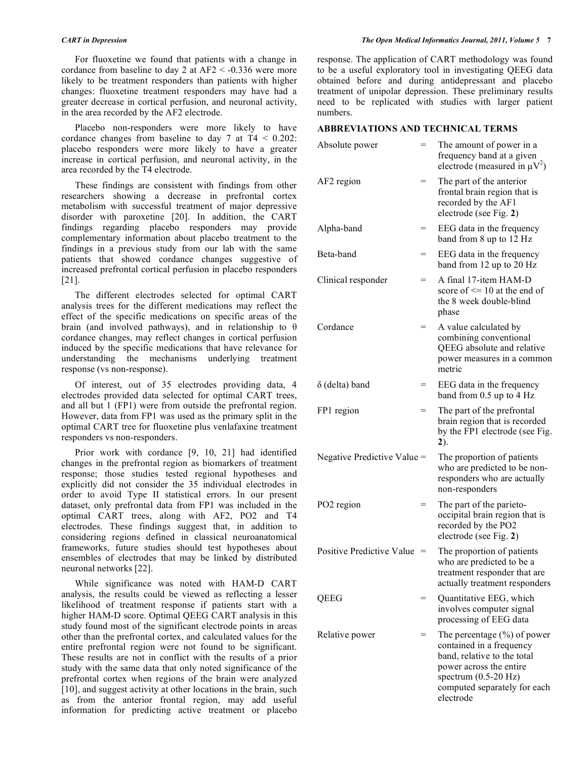For fluoxetine we found that patients with a change in cordance from baseline to day 2 at AF2 < -0.336 were more likely to be treatment responders than patients with higher changes: fluoxetine treatment responders may have had a greater decrease in cortical perfusion, and neuronal activity, in the area recorded by the AF2 electrode.

Placebo non-responders were more likely to have cordance changes from baseline to day 7 at T4 < 0.202: placebo responders were more likely to have a greater increase in cortical perfusion, and neuronal activity, in the area recorded by the T4 electrode.

These findings are consistent with findings from other researchers showing a decrease in prefrontal cortex metabolism with successful treatment of major depressive disorder with paroxetine [20]. In addition, the CART findings regarding placebo responders may provide complementary information about placebo treatment to the findings in a previous study from our lab with the same patients that showed cordance changes suggestive of increased prefrontal cortical perfusion in placebo responders [21].

The different electrodes selected for optimal CART analysis trees for the different medications may reflect the effect of the specific medications on specific areas of the brain (and involved pathways), and in relationship to θ cordance changes, may reflect changes in cortical perfusion induced by the specific medications that have relevance for understanding the mechanisms underlying treatment response (vs non-response).

Of interest, out of 35 electrodes providing data, 4 electrodes provided data selected for optimal CART trees, and all but 1 (FP1) were from outside the prefrontal region. However, data from FP1 was used as the primary split in the optimal CART tree for fluoxetine plus venlafaxine treatment responders vs non-responders.

Prior work with cordance [9, 10, 21] had identified changes in the prefrontal region as biomarkers of treatment response; those studies tested regional hypotheses and explicitly did not consider the 35 individual electrodes in order to avoid Type II statistical errors. In our present dataset, only prefrontal data from FP1 was included in the optimal CART trees, along with AF2, PO2 and T4 electrodes. These findings suggest that, in addition to considering regions defined in classical neuroanatomical frameworks, future studies should test hypotheses about ensembles of electrodes that may be linked by distributed neuronal networks [22].

While significance was noted with HAM-D CART analysis, the results could be viewed as reflecting a lesser likelihood of treatment response if patients start with a higher HAM-D score. Optimal QEEG CART analysis in this study found most of the significant electrode points in areas other than the prefrontal cortex, and calculated values for the entire prefrontal region were not found to be significant. These results are not in conflict with the results of a prior study with the same data that only noted significance of the prefrontal cortex when regions of the brain were analyzed [10], and suggest activity at other locations in the brain, such as from the anterior frontal region, may add useful information for predicting active treatment or placebo response. The application of CART methodology was found to be a useful exploratory tool in investigating QEEG data obtained before and during antidepressant and placebo treatment of unipolar depression. These preliminary results need to be replicated with studies with larger patient numbers.

## ABBREVIATIONS AND TECHNICAL TERMS

| Term | | Definition |
|---|---|---|
| Absolute power | = | The amount of power in a frequency band at a given electrode (measured in $\mu V^2$) |
| AF2 region | = | The part of the anterior frontal brain region that is recorded by the AF1 electrode (see Fig. **2**) |
| Alpha-band | = | EEG data in the frequency band from 8 up to 12 Hz |
| Beta-band | = | EEG data in the frequency band from 12 up to 20 Hz |
| Clinical responder | = | A final 17-item HAM-D score of <= 10 at the end of the 8 week double-blind phase |
| Cordance | = | A value calculated by combining conventional QEEG absolute and relative power measures in a common metric |
| δ (delta) band | = | EEG data in the frequency band from 0.5 up to 4 Hz |
| FP1 region | = | The part of the prefrontal brain region that is recorded by the FP1 electrode (see Fig. **2**). |
| Negative Predictive Value | = | The proportion of patients who are predicted to be non-responders who are actually non-responders |
| PO2 region | = | The part of the parieto-occipital brain region that is recorded by the PO2 electrode (see Fig. **2**) |
| Positive Predictive Value | = | The proportion of patients who are predicted to be a treatment responder that are actually treatment responders |
| QEEG | = | Quantitative EEG, which involves computer signal processing of EEG data |
| Relative power | = | The percentage (%) of power contained in a frequency band, relative to the total power across the entire spectrum (0.5-20 Hz) computed separately for each electrode |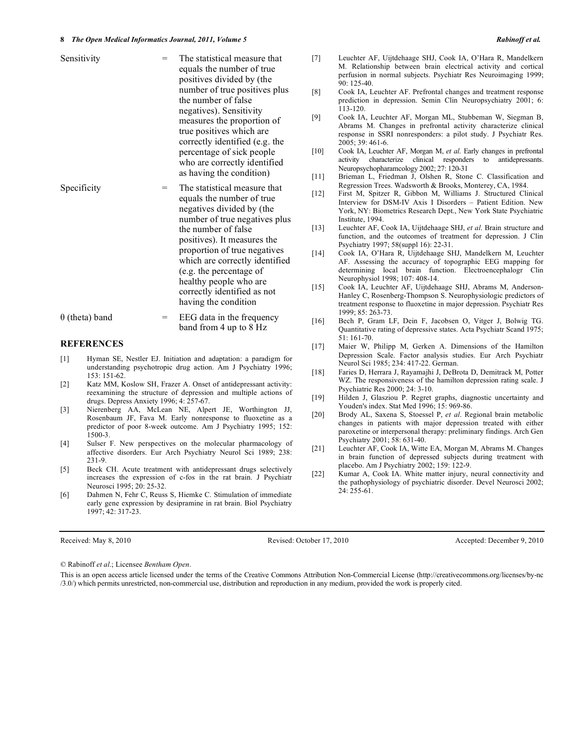Sensitivity = The statistical measure that equals the number of true positives divided by (the number of true positives plus the number of false negatives). Sensitivity measures the proportion of true positives which are correctly identified (e.g. the percentage of sick people who are correctly identified as having the condition)

Specificity = The statistical measure that equals the number of true negatives divided by (the number of true negatives plus the number of false positives). It measures the proportion of true negatives which are correctly identified (e.g. the percentage of healthy people who are correctly identified as not having the condition

θ (theta) band = EEG data in the frequency band from 4 up to 8 Hz

## REFERENCES

[1] Hyman SE, Nestler EJ. Initiation and adaptation: a paradigm for understanding psychotropic drug action. Am J Psychiatry 1996; 153: 151-62.

[2] Katz MM, Koslow SH, Frazer A. Onset of antidepressant activity: reexamining the structure of depression and multiple actions of drugs. Depress Anxiety 1996; 4: 257-67.

[3] Nierenberg AA, McLean NE, Alpert JE, Worthington JJ, Rosenbaum JF, Fava M. Early nonresponse to fluoxetine as a predictor of poor 8-week outcome. Am J Psychiatry 1995; 152: 1500-3.

[4] Sulser F. New perspectives on the molecular pharmacology of affective disorders. Eur Arch Psychiatry Neurol Sci 1989; 238: 231-9.

[5] Beck CH. Acute treatment with antidepressant drugs selectively increases the expression of c-fos in the rat brain. J Psychiatr Neurosci 1995; 20: 25-32.

[6] Dahmen N, Fehr C, Reuss S, Hiemke C. Stimulation of immediate early gene expression by desipramine in rat brain. Biol Psychiatry 1997; 42: 317-23.

[7] Leuchter AF, Uijtdehaage SHJ, Cook IA, O'Hara R, Mandelkern M. Relationship between brain electrical activity and cortical perfusion in normal subjects. Psychiatr Res Neuroimaging 1999; 90: 125-40.

[8] Cook IA, Leuchter AF. Prefrontal changes and treatment response prediction in depression. Semin Clin Neuropsychiatry 2001; 6: 113-120.

[9] Cook IA, Leuchter AF, Morgan ML, Stubbeman W, Siegman B, Abrams M. Changes in prefrontal activity characterize clinical response in SSRI nonresponders: a pilot study. J Psychiatr Res. 2005; 39: 461-6.

[10] Cook IA, Leuchter AF, Morgan M, *et al.* Early changes in prefrontal activity characterize clinical responders to antidepressants. Neuropsychopharamcology 2002; 27: 120-31

[11] Brieman L, Friedman J, Olshen R, Stone C. Classification and Regression Trees. Wadsworth & Brooks, Monterey, CA, 1984.

[12] First M, Spitzer R, Gibbon M, Williams J. Structured Clinical Interview for DSM-IV Axis I Disorders – Patient Edition. New York, NY: Biometrics Research Dept., New York State Psychiatric Institute, 1994.

[13] Leuchter AF, Cook IA, Uijtdehaage SHJ, *et al*. Brain structure and function, and the outcomes of treatment for depression. J Clin Psychiatry 1997; 58(suppl 16): 22-31.

[14] Cook IA, O'Hara R, Uijtdehaage SHJ, Mandelkern M, Leuchter AF. Assessing the accuracy of topographic EEG mapping for determining local brain function. Electroencephalogr Clin Neurophysiol 1998; 107: 408-14.

[15] Cook IA, Leuchter AF, Uijtdehaage SHJ, Abrams M, Anderson-Hanley C, Rosenberg-Thompson S. Neurophysiologic predictors of treatment response to fluoxetine in major depression. Psychiatr Res 1999; 85: 263-73.

[16] Bech P, Gram LF, Dein F, Jacobsen O, Vitger J, Bolwig TG. Quantitative rating of depressive states. Acta Psychiatr Scand 1975; 51: 161-70.

[17] Maier W, Philipp M, Gerken A. Dimensions of the Hamilton Depression Scale. Factor analysis studies. Eur Arch Psychiatr Neurol Sci 1985; 234: 417-22. German.

[18] Faries D, Herrara J, Rayamajhi J, DeBrota D, Demitrack M, Potter WZ. The responsiveness of the hamilton depression rating scale. J Psychiatric Res 2000; 24: 3-10.

[19] Hilden J, Glasziou P. Regret graphs, diagnostic uncertainty and Youden's index. Stat Med 1996; 15: 969-86.

[20] Brody AL, Saxena S, Stoessel P, *et al*. Regional brain metabolic changes in patients with major depression treated with either paroxetine or interpersonal therapy: preliminary findings. Arch Gen Psychiatry 2001; 58: 631-40.

[21] Leuchter AF, Cook IA, Witte EA, Morgan M, Abrams M. Changes in brain function of depressed subjects during treatment with placebo. Am J Psychiatry 2002; 159: 122-9.

[22] Kumar A, Cook IA. White matter injury, neural connectivity and the pathophysiology of psychiatric disorder. Devel Neurosci 2002; 24: 255-61.

Received: May 8, 2010 Revised: October 17, 2010 Accepted: December 9, 2010

© Rabinoff *et al*.; Licensee *Bentham Open*.

This is an open access article licensed under the terms of the Creative Commons Attribution Non-Commercial License (http://creativecommons.org/licenses/by-nc/3.0/) which permits unrestricted, non-commercial use, distribution and reproduction in any medium, provided the work is properly cited.